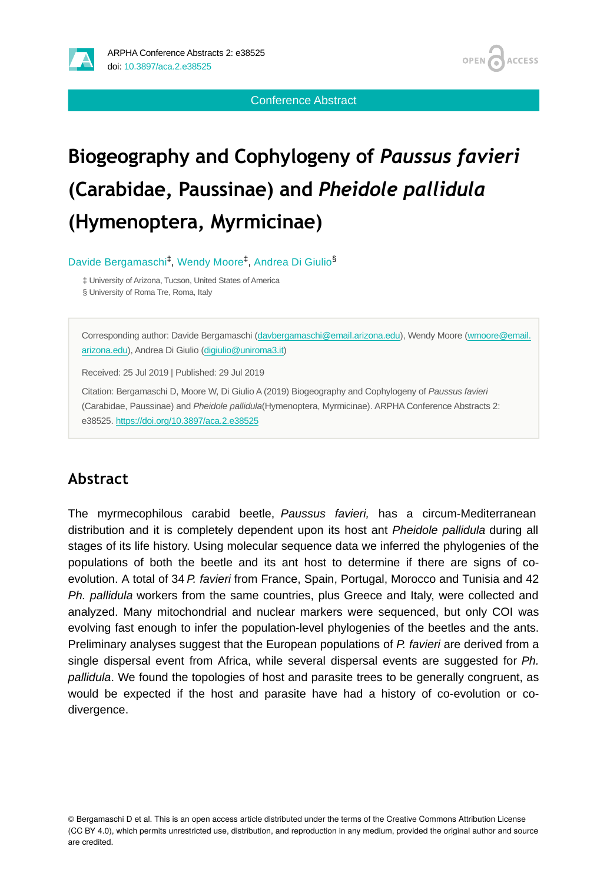Conference Abstract

# Biogeography and Cophylogeny of *Paussus favieri* (Carabidae, Paussinae) and *Pheidole pallidula* (Hymenoptera, Myrmicinae)

Davide Bergamaschi[‡], Wendy Moore[‡], Andrea Di Giulio[§]

‡ University of Arizona, Tucson, United States of America

§ University of Roma Tre, Roma, Italy

Corresponding author: Davide Bergamaschi (davbergamaschi@email.arizona.edu), Wendy Moore (wmoore@email.arizona.edu), Andrea Di Giulio (digiulio@uniroma3.it)

Received: 25 Jul 2019 | Published: 29 Jul 2019

Citation: Bergamaschi D, Moore W, Di Giulio A (2019) Biogeography and Cophylogeny of *Paussus favieri* (Carabidae, Paussinae) and *Pheidole pallidula*(Hymenoptera, Myrmicinae). ARPHA Conference Abstracts 2: e38525. https://doi.org/10.3897/aca.2.e38525

## Abstract

The myrmecophilous carabid beetle, *Paussus favieri,* has a circum-Mediterranean distribution and it is completely dependent upon its host ant *Pheidole pallidula* during all stages of its life history. Using molecular sequence data we inferred the phylogenies of the populations of both the beetle and its ant host to determine if there are signs of co-evolution. A total of 34 *P. favieri* from France, Spain, Portugal, Morocco and Tunisia and 42 *Ph. pallidula* workers from the same countries, plus Greece and Italy, were collected and analyzed. Many mitochondrial and nuclear markers were sequenced, but only COI was evolving fast enough to infer the population-level phylogenies of the beetles and the ants. Preliminary analyses suggest that the European populations of *P. favieri* are derived from a single dispersal event from Africa, while several dispersal events are suggested for *Ph. pallidula*. We found the topologies of host and parasite trees to be generally congruent, as would be expected if the host and parasite have had a history of co-evolution or co-divergence.

© Bergamaschi D et al. This is an open access article distributed under the terms of the Creative Commons Attribution License (CC BY 4.0), which permits unrestricted use, distribution, and reproduction in any medium, provided the original author and source are credited.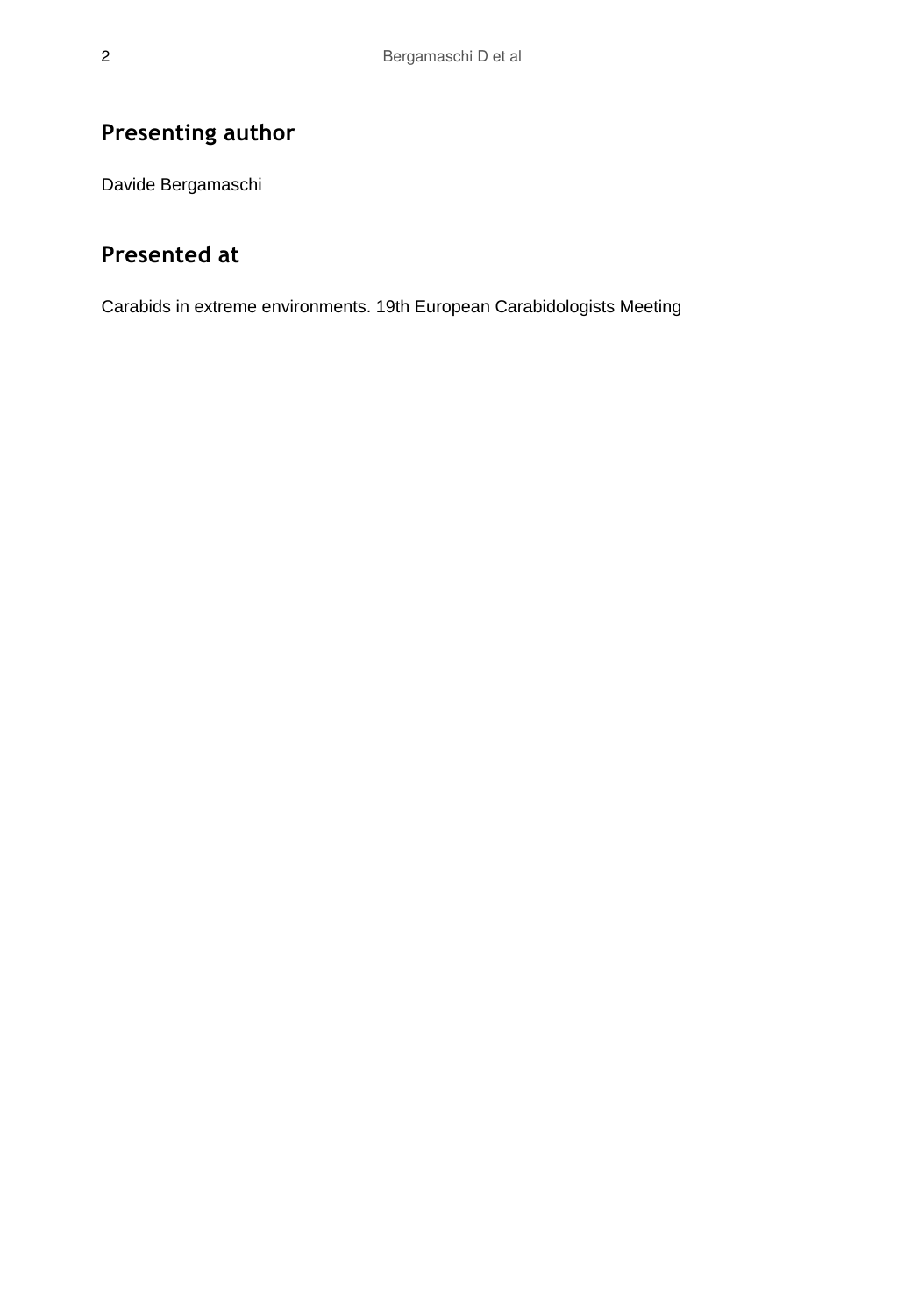## Presenting author

Davide Bergamaschi

## Presented at

Carabids in extreme environments. 19th European Carabidologists Meeting